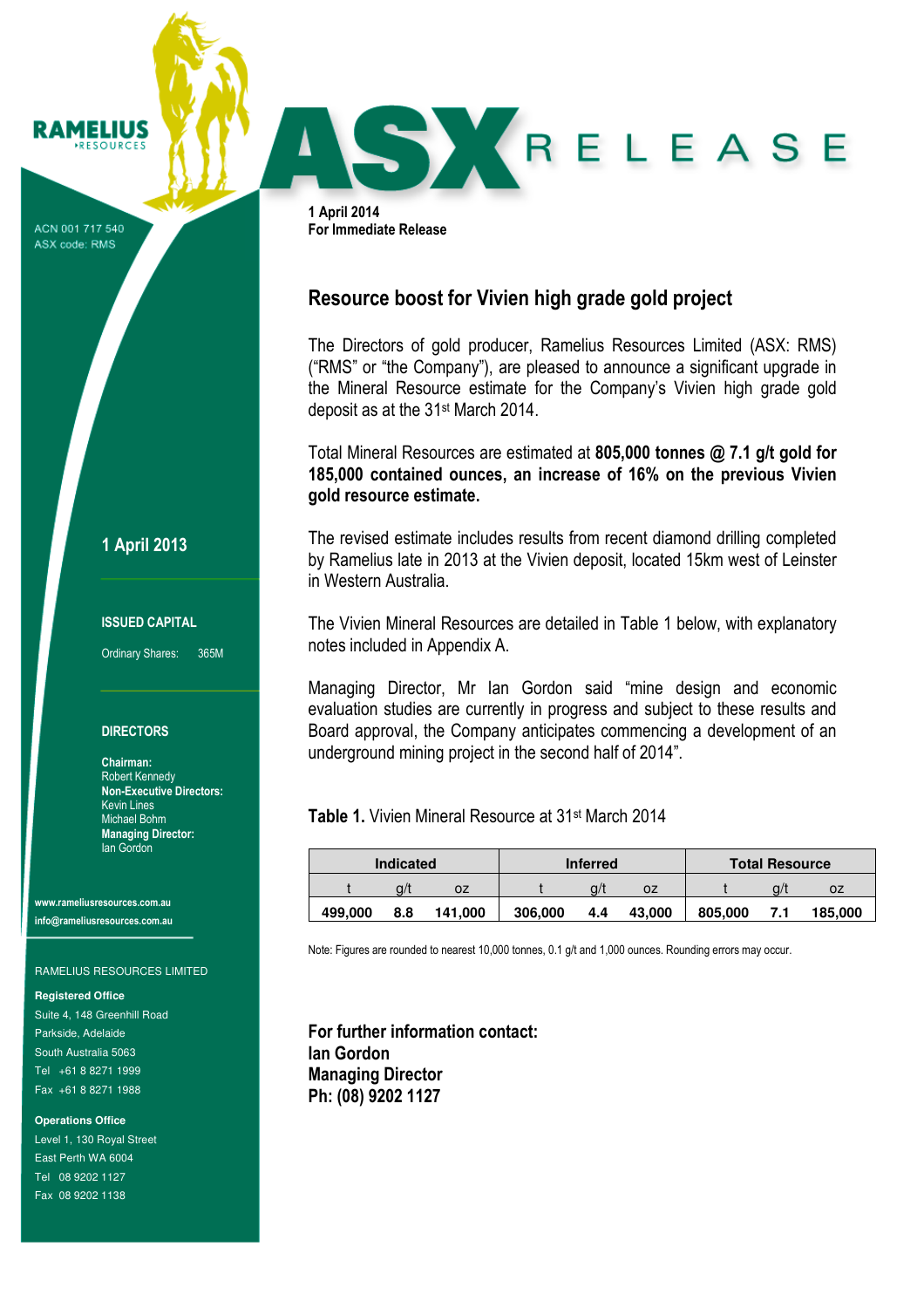# ASX RELEASE

RAMELIUS RESOURCES

ACN 001 717 540
ASX code: RMS

**1 April 2014**
**For Immediate Release**

## Resource boost for Vivien high grade gold project

The Directors of gold producer, Ramelius Resources Limited (ASX: RMS) ("RMS" or "the Company"), are pleased to announce a significant upgrade in the Mineral Resource estimate for the Company's Vivien high grade gold deposit as at the 31st March 2014.

Total Mineral Resources are estimated at **805,000 tonnes @ 7.1 g/t gold for 185,000 contained ounces, an increase of 16% on the previous Vivien gold resource estimate.**

The revised estimate includes results from recent diamond drilling completed by Ramelius late in 2013 at the Vivien deposit, located 15km west of Leinster in Western Australia.

The Vivien Mineral Resources are detailed in Table 1 below, with explanatory notes included in Appendix A.

Managing Director, Mr Ian Gordon said "mine design and economic evaluation studies are currently in progress and subject to these results and Board approval, the Company anticipates commencing a development of an underground mining project in the second half of 2014".

**Table 1.** Vivien Mineral Resource at 31st March 2014

| Indicated | | | Inferred | | | Total Resource | | |
|---|---|---|---|---|---|---|---|---|
| t | g/t | oz | t | g/t | oz | t | g/t | oz |
| **499,000** | **8.8** | **141,000** | **306,000** | **4.4** | **43,000** | **805,000** | **7.1** | **185,000** |

Note: Figures are rounded to nearest 10,000 tonnes, 0.1 g/t and 1,000 ounces. Rounding errors may occur.

**For further information contact:**
**Ian Gordon**
**Managing Director**
**Ph: (08) 9202 1127**

---

**1 April 2013**

**ISSUED CAPITAL**

Ordinary Shares: 365M

**DIRECTORS**

**Chairman:**
Robert Kennedy
**Non-Executive Directors:**
Kevin Lines
Michael Bohm
**Managing Director:**
Ian Gordon

**www.rameliusresources.com.au**
**info@rameliusresources.com.au**

RAMELIUS RESOURCES LIMITED

**Registered Office**
Suite 4, 148 Greenhill Road
Parkside, Adelaide
South Australia 5063
Tel +61 8 8271 1999
Fax +61 8 8271 1988

**Operations Office**
Level 1, 130 Royal Street
East Perth WA 6004
Tel 08 9202 1127
Fax 08 9202 1138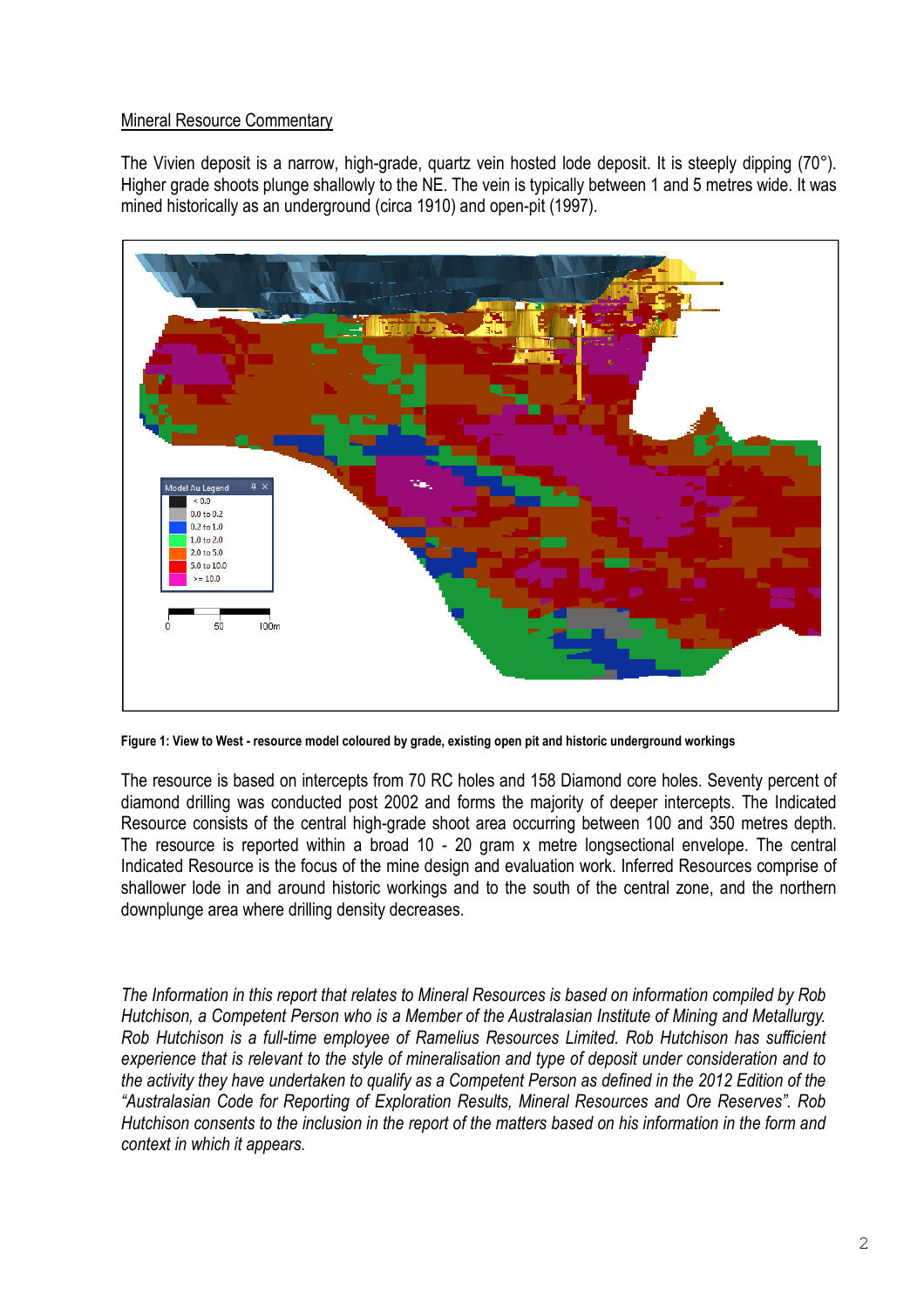Mineral Resource Commentary

The Vivien deposit is a narrow, high-grade, quartz vein hosted lode deposit. It is steeply dipping (70°). Higher grade shoots plunge shallowly to the NE. The vein is typically between 1 and 5 metres wide. It was mined historically as an underground (circa 1910) and open-pit (1997).

**Figure 1: View to West - resource model coloured by grade, existing open pit and historic underground workings**

The resource is based on intercepts from 70 RC holes and 158 Diamond core holes. Seventy percent of diamond drilling was conducted post 2002 and forms the majority of deeper intercepts. The Indicated Resource consists of the central high-grade shoot area occurring between 100 and 350 metres depth. The resource is reported within a broad 10 - 20 gram x metre longsectional envelope. The central Indicated Resource is the focus of the mine design and evaluation work. Inferred Resources comprise of shallower lode in and around historic workings and to the south of the central zone, and the northern downplunge area where drilling density decreases.

*The Information in this report that relates to Mineral Resources is based on information compiled by Rob Hutchison, a Competent Person who is a Member of the Australasian Institute of Mining and Metallurgy. Rob Hutchison is a full-time employee of Ramelius Resources Limited. Rob Hutchison has sufficient experience that is relevant to the style of mineralisation and type of deposit under consideration and to the activity they have undertaken to qualify as a Competent Person as defined in the 2012 Edition of the "Australasian Code for Reporting of Exploration Results, Mineral Resources and Ore Reserves". Rob Hutchison consents to the inclusion in the report of the matters based on his information in the form and context in which it appears.*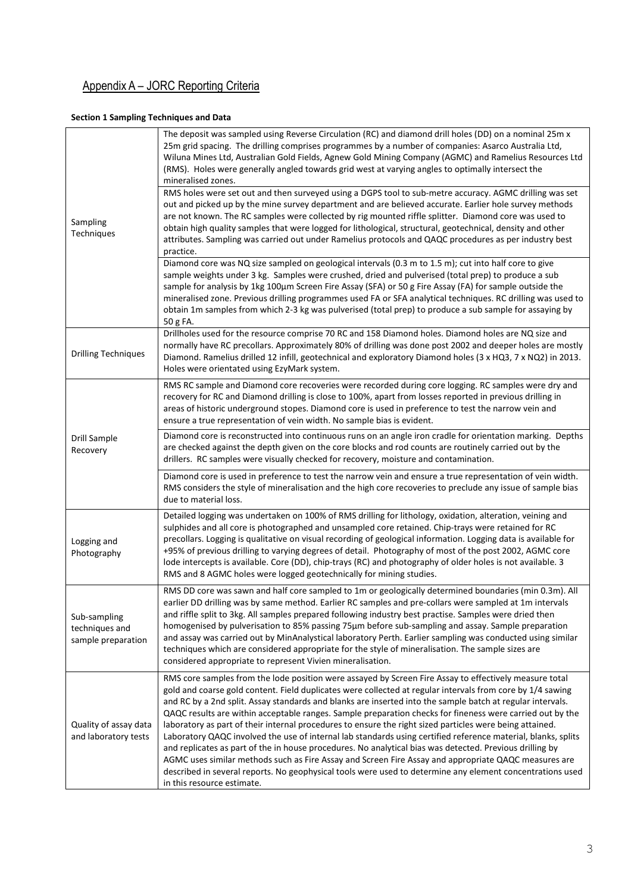# Appendix A – JORC Reporting Criteria

**Section 1 Sampling Techniques and Data**

| | |
|---|---|
| Sampling Techniques | The deposit was sampled using Reverse Circulation (RC) and diamond drill holes (DD) on a nominal 25m x 25m grid spacing. The drilling comprises programmes by a number of companies: Asarco Australia Ltd, Wiluna Mines Ltd, Australian Gold Fields, Agnew Gold Mining Company (AGMC) and Ramelius Resources Ltd (RMS). Holes were generally angled towards grid west at varying angles to optimally intersect the mineralised zones.<br><br>RMS holes were set out and then surveyed using a DGPS tool to sub-metre accuracy. AGMC drilling was set out and picked up by the mine survey department and are believed accurate. Earlier hole survey methods are not known. The RC samples were collected by rig mounted riffle splitter. Diamond core was used to obtain high quality samples that were logged for lithological, structural, geotechnical, density and other attributes. Sampling was carried out under Ramelius protocols and QAQC procedures as per industry best practice.<br><br>Diamond core was NQ size sampled on geological intervals (0.3 m to 1.5 m); cut into half core to give sample weights under 3 kg. Samples were crushed, dried and pulverised (total prep) to produce a sub sample for analysis by 1kg 100µm Screen Fire Assay (SFA) or 50 g Fire Assay (FA) for sample outside the mineralised zone. Previous drilling programmes used FA or SFA analytical techniques. RC drilling was used to obtain 1m samples from which 2-3 kg was pulverised (total prep) to produce a sub sample for assaying by 50 g FA. |
| Drilling Techniques | Drillholes used for the resource comprise 70 RC and 158 Diamond holes. Diamond holes are NQ size and normally have RC precollars. Approximately 80% of drilling was done post 2002 and deeper holes are mostly Diamond. Ramelius drilled 12 infill, geotechnical and exploratory Diamond holes (3 x HQ3, 7 x NQ2) in 2013. Holes were orientated using EzyMark system. |
| Drill Sample Recovery | RMS RC sample and Diamond core recoveries were recorded during core logging. RC samples were dry and recovery for RC and Diamond drilling is close to 100%, apart from losses reported in previous drilling in areas of historic underground stopes. Diamond core is used in preference to test the narrow vein and ensure a true representation of vein width. No sample bias is evident.<br><br>Diamond core is reconstructed into continuous runs on an angle iron cradle for orientation marking. Depths are checked against the depth given on the core blocks and rod counts are routinely carried out by the drillers. RC samples were visually checked for recovery, moisture and contamination.<br><br>Diamond core is used in preference to test the narrow vein and ensure a true representation of vein width. RMS considers the style of mineralisation and the high core recoveries to preclude any issue of sample bias due to material loss. |
| Logging and Photography | Detailed logging was undertaken on 100% of RMS drilling for lithology, oxidation, alteration, veining and sulphides and all core is photographed and unsampled core retained. Chip-trays were retained for RC precollars. Logging is qualitative on visual recording of geological information. Logging data is available for +95% of previous drilling to varying degrees of detail. Photography of most of the post 2002, AGMC core lode intercepts is available. Core (DD), chip-trays (RC) and photography of older holes is not available. 3 RMS and 8 AGMC holes were logged geotechnically for mining studies. |
| Sub-sampling techniques and sample preparation | RMS DD core was sawn and half core sampled to 1m or geologically determined boundaries (min 0.3m). All earlier DD drilling was by same method. Earlier RC samples and pre-collars were sampled at 1m intervals and riffle split to 3kg. All samples prepared following industry best practise. Samples were dried then homogenised by pulverisation to 85% passing 75µm before sub-sampling and assay. Sample preparation and assay was carried out by MinAnalystical laboratory Perth. Earlier sampling was conducted using similar techniques which are considered appropriate for the style of mineralisation. The sample sizes are considered appropriate to represent Vivien mineralisation. |
| Quality of assay data and laboratory tests | RMS core samples from the lode position were assayed by Screen Fire Assay to effectively measure total gold and coarse gold content. Field duplicates were collected at regular intervals from core by 1/4 sawing and RC by a 2nd split. Assay standards and blanks are inserted into the sample batch at regular intervals. QAQC results are within acceptable ranges. Sample preparation checks for fineness were carried out by the laboratory as part of their internal procedures to ensure the right sized particles were being attained. Laboratory QAQC involved the use of internal lab standards using certified reference material, blanks, splits and replicates as part of the in house procedures. No analytical bias was detected. Previous drilling by AGMC uses similar methods such as Fire Assay and Screen Fire Assay and appropriate QAQC measures are described in several reports. No geophysical tools were used to determine any element concentrations used in this resource estimate. |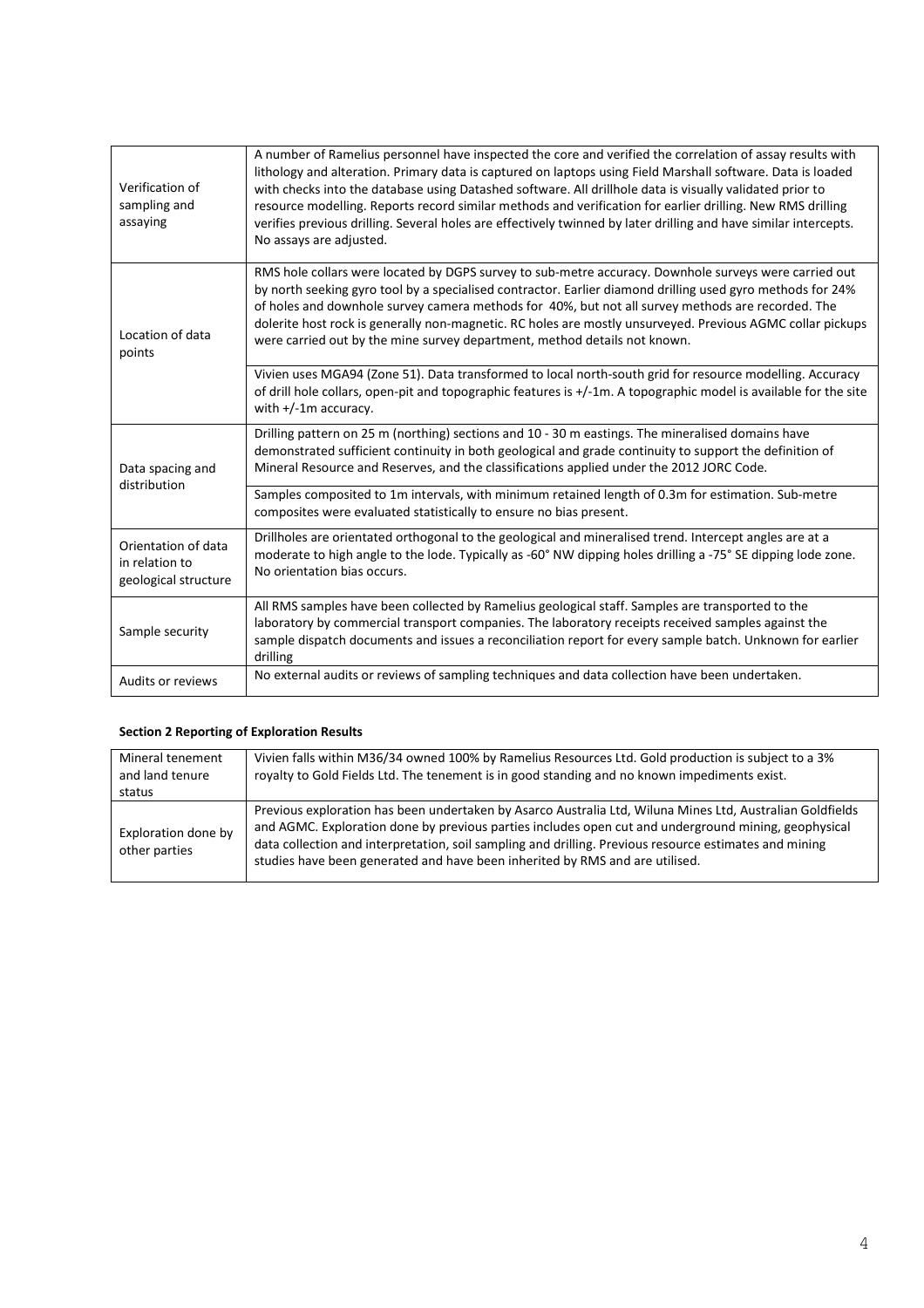| | |
|---|---|
| Verification of sampling and assaying | A number of Ramelius personnel have inspected the core and verified the correlation of assay results with lithology and alteration. Primary data is captured on laptops using Field Marshall software. Data is loaded with checks into the database using Datashed software. All drillhole data is visually validated prior to resource modelling. Reports record similar methods and verification for earlier drilling. New RMS drilling verifies previous drilling. Several holes are effectively twinned by later drilling and have similar intercepts. No assays are adjusted. |
| Location of data points | RMS hole collars were located by DGPS survey to sub-metre accuracy. Downhole surveys were carried out by north seeking gyro tool by a specialised contractor. Earlier diamond drilling used gyro methods for 24% of holes and downhole survey camera methods for 40%, but not all survey methods are recorded. The dolerite host rock is generally non-magnetic. RC holes are mostly unsurveyed. Previous AGMC collar pickups were carried out by the mine survey department, method details not known. |
| | Vivien uses MGA94 (Zone 51). Data transformed to local north-south grid for resource modelling. Accuracy of drill hole collars, open-pit and topographic features is +/-1m. A topographic model is available for the site with +/-1m accuracy. |
| Data spacing and distribution | Drilling pattern on 25 m (northing) sections and 10 - 30 m eastings. The mineralised domains have demonstrated sufficient continuity in both geological and grade continuity to support the definition of Mineral Resource and Reserves, and the classifications applied under the 2012 JORC Code. |
| | Samples composited to 1m intervals, with minimum retained length of 0.3m for estimation. Sub-metre composites were evaluated statistically to ensure no bias present. |
| Orientation of data in relation to geological structure | Drillholes are orientated orthogonal to the geological and mineralised trend. Intercept angles are at a moderate to high angle to the lode. Typically as -60° NW dipping holes drilling a -75° SE dipping lode zone. No orientation bias occurs. |
| Sample security | All RMS samples have been collected by Ramelius geological staff. Samples are transported to the laboratory by commercial transport companies. The laboratory receipts received samples against the sample dispatch documents and issues a reconciliation report for every sample batch. Unknown for earlier drilling |
| Audits or reviews | No external audits or reviews of sampling techniques and data collection have been undertaken. |

**Section 2 Reporting of Exploration Results**

| | |
|---|---|
| Mineral tenement and land tenure status | Vivien falls within M36/34 owned 100% by Ramelius Resources Ltd. Gold production is subject to a 3% royalty to Gold Fields Ltd. The tenement is in good standing and no known impediments exist. |
| Exploration done by other parties | Previous exploration has been undertaken by Asarco Australia Ltd, Wiluna Mines Ltd, Australian Goldfields and AGMC. Exploration done by previous parties includes open cut and underground mining, geophysical data collection and interpretation, soil sampling and drilling. Previous resource estimates and mining studies have been generated and have been inherited by RMS and are utilised. |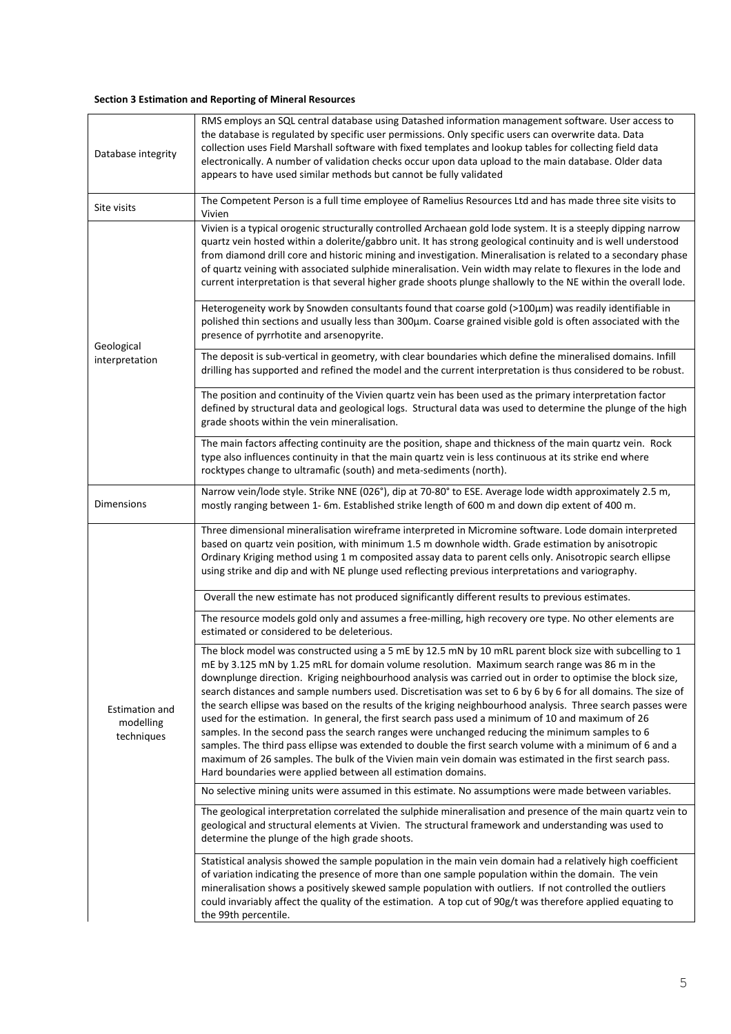**Section 3 Estimation and Reporting of Mineral Resources**

| | |
|---|---|
| Database integrity | RMS employs an SQL central database using Datashed information management software. User access to the database is regulated by specific user permissions. Only specific users can overwrite data. Data collection uses Field Marshall software with fixed templates and lookup tables for collecting field data electronically. A number of validation checks occur upon data upload to the main database. Older data appears to have used similar methods but cannot be fully validated |
| Site visits | The Competent Person is a full time employee of Ramelius Resources Ltd and has made three site visits to Vivien |
| Geological interpretation | Vivien is a typical orogenic structurally controlled Archaean gold lode system. It is a steeply dipping narrow quartz vein hosted within a dolerite/gabbro unit. It has strong geological continuity and is well understood from diamond drill core and historic mining and investigation. Mineralisation is related to a secondary phase of quartz veining with associated sulphide mineralisation. Vein width may relate to flexures in the lode and current interpretation is that several higher grade shoots plunge shallowly to the NE within the overall lode. |
| | Heterogeneity work by Snowden consultants found that coarse gold (>100µm) was readily identifiable in polished thin sections and usually less than 300µm. Coarse grained visible gold is often associated with the presence of pyrrhotite and arsenopyrite. |
| | The deposit is sub-vertical in geometry, with clear boundaries which define the mineralised domains. Infill drilling has supported and refined the model and the current interpretation is thus considered to be robust. |
| | The position and continuity of the Vivien quartz vein has been used as the primary interpretation factor defined by structural data and geological logs. Structural data was used to determine the plunge of the high grade shoots within the vein mineralisation. |
| | The main factors affecting continuity are the position, shape and thickness of the main quartz vein. Rock type also influences continuity in that the main quartz vein is less continuous at its strike end where rocktypes change to ultramafic (south) and meta-sediments (north). |
| Dimensions | Narrow vein/lode style. Strike NNE (026°), dip at 70-80° to ESE. Average lode width approximately 2.5 m, mostly ranging between 1- 6m. Established strike length of 600 m and down dip extent of 400 m. |
| Estimation and modelling techniques | Three dimensional mineralisation wireframe interpreted in Micromine software. Lode domain interpreted based on quartz vein position, with minimum 1.5 m downhole width. Grade estimation by anisotropic Ordinary Kriging method using 1 m composited assay data to parent cells only. Anisotropic search ellipse using strike and dip and with NE plunge used reflecting previous interpretations and variography. |
| | Overall the new estimate has not produced significantly different results to previous estimates. |
| | The resource models gold only and assumes a free-milling, high recovery ore type. No other elements are estimated or considered to be deleterious. |
| | The block model was constructed using a 5 mE by 12.5 mN by 10 mRL parent block size with subcelling to 1 mE by 3.125 mN by 1.25 mRL for domain volume resolution. Maximum search range was 86 m in the downplunge direction. Kriging neighbourhood analysis was carried out in order to optimise the block size, search distances and sample numbers used. Discretisation was set to 6 by 6 by 6 for all domains. The size of the search ellipse was based on the results of the kriging neighbourhood analysis. Three search passes were used for the estimation. In general, the first search pass used a minimum of 10 and maximum of 26 samples. In the second pass the search ranges were unchanged reducing the minimum samples to 6 samples. The third pass ellipse was extended to double the first search volume with a minimum of 6 and a maximum of 26 samples. The bulk of the Vivien main vein domain was estimated in the first search pass. Hard boundaries were applied between all estimation domains. |
| | No selective mining units were assumed in this estimate. No assumptions were made between variables. |
| | The geological interpretation correlated the sulphide mineralisation and presence of the main quartz vein to geological and structural elements at Vivien. The structural framework and understanding was used to determine the plunge of the high grade shoots. |
| | Statistical analysis showed the sample population in the main vein domain had a relatively high coefficient of variation indicating the presence of more than one sample population within the domain. The vein mineralisation shows a positively skewed sample population with outliers. If not controlled the outliers could invariably affect the quality of the estimation. A top cut of 90g/t was therefore applied equating to the 99th percentile. |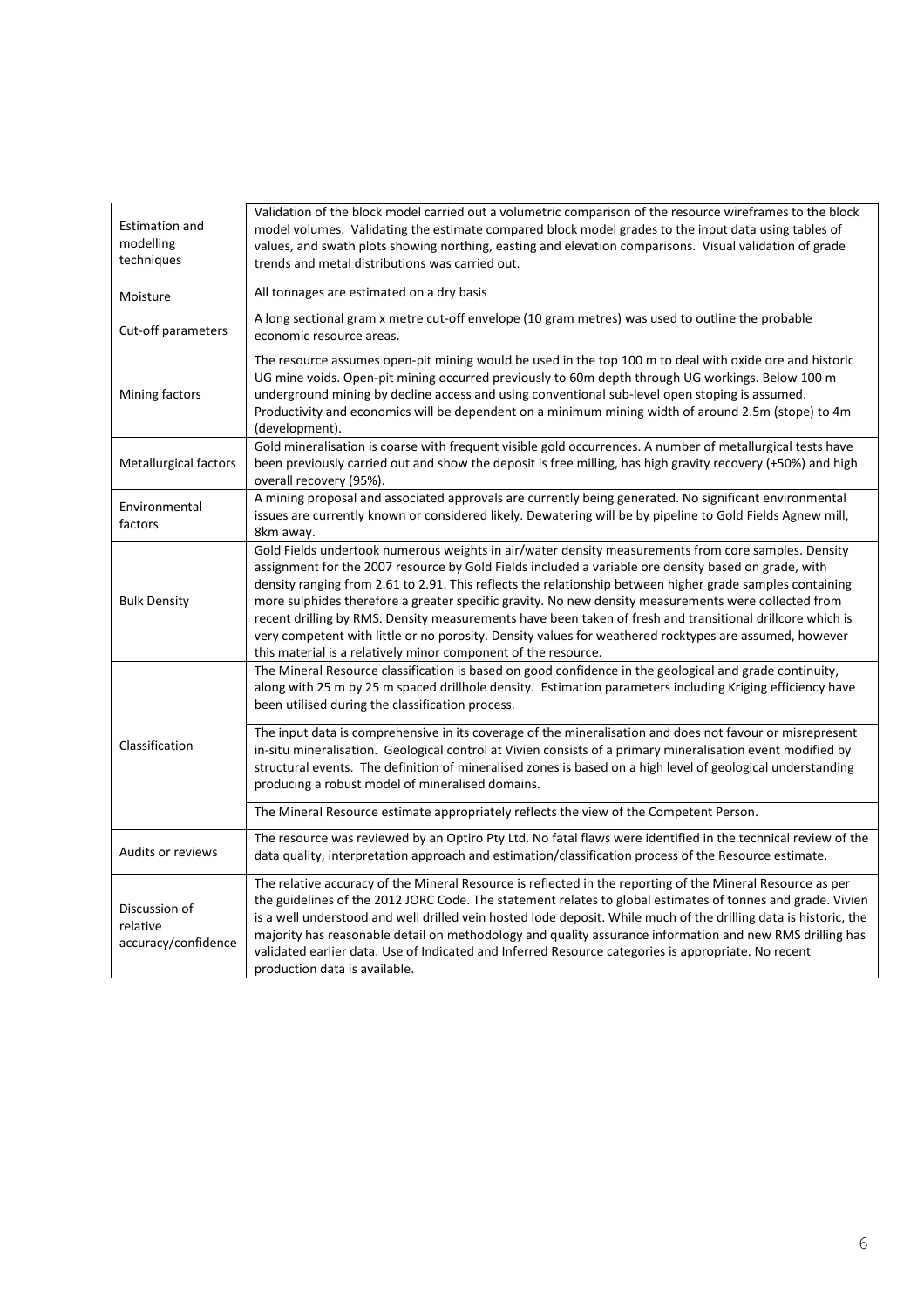| | |
|---|---|
| Estimation and modelling techniques | Validation of the block model carried out a volumetric comparison of the resource wireframes to the block model volumes. Validating the estimate compared block model grades to the input data using tables of values, and swath plots showing northing, easting and elevation comparisons. Visual validation of grade trends and metal distributions was carried out. |
| Moisture | All tonnages are estimated on a dry basis |
| Cut-off parameters | A long sectional gram x metre cut-off envelope (10 gram metres) was used to outline the probable economic resource areas. |
| Mining factors | The resource assumes open-pit mining would be used in the top 100 m to deal with oxide ore and historic UG mine voids. Open-pit mining occurred previously to 60m depth through UG workings. Below 100 m underground mining by decline access and using conventional sub-level open stoping is assumed. Productivity and economics will be dependent on a minimum mining width of around 2.5m (stope) to 4m (development). |
| Metallurgical factors | Gold mineralisation is coarse with frequent visible gold occurrences. A number of metallurgical tests have been previously carried out and show the deposit is free milling, has high gravity recovery (+50%) and high overall recovery (95%). |
| Environmental factors | A mining proposal and associated approvals are currently being generated. No significant environmental issues are currently known or considered likely. Dewatering will be by pipeline to Gold Fields Agnew mill, 8km away. |
| Bulk Density | Gold Fields undertook numerous weights in air/water density measurements from core samples. Density assignment for the 2007 resource by Gold Fields included a variable ore density based on grade, with density ranging from 2.61 to 2.91. This reflects the relationship between higher grade samples containing more sulphides therefore a greater specific gravity. No new density measurements were collected from recent drilling by RMS. Density measurements have been taken of fresh and transitional drillcore which is very competent with little or no porosity. Density values for weathered rocktypes are assumed, however this material is a relatively minor component of the resource. |
| Classification | The Mineral Resource classification is based on good confidence in the geological and grade continuity, along with 25 m by 25 m spaced drillhole density. Estimation parameters including Kriging efficiency have been utilised during the classification process. |
| | The input data is comprehensive in its coverage of the mineralisation and does not favour or misrepresent in-situ mineralisation. Geological control at Vivien consists of a primary mineralisation event modified by structural events. The definition of mineralised zones is based on a high level of geological understanding producing a robust model of mineralised domains. |
| | The Mineral Resource estimate appropriately reflects the view of the Competent Person. |
| Audits or reviews | The resource was reviewed by an Optiro Pty Ltd. No fatal flaws were identified in the technical review of the data quality, interpretation approach and estimation/classification process of the Resource estimate. |
| Discussion of relative accuracy/confidence | The relative accuracy of the Mineral Resource is reflected in the reporting of the Mineral Resource as per the guidelines of the 2012 JORC Code. The statement relates to global estimates of tonnes and grade. Vivien is a well understood and well drilled vein hosted lode deposit. While much of the drilling data is historic, the majority has reasonable detail on methodology and quality assurance information and new RMS drilling has validated earlier data. Use of Indicated and Inferred Resource categories is appropriate. No recent production data is available. |